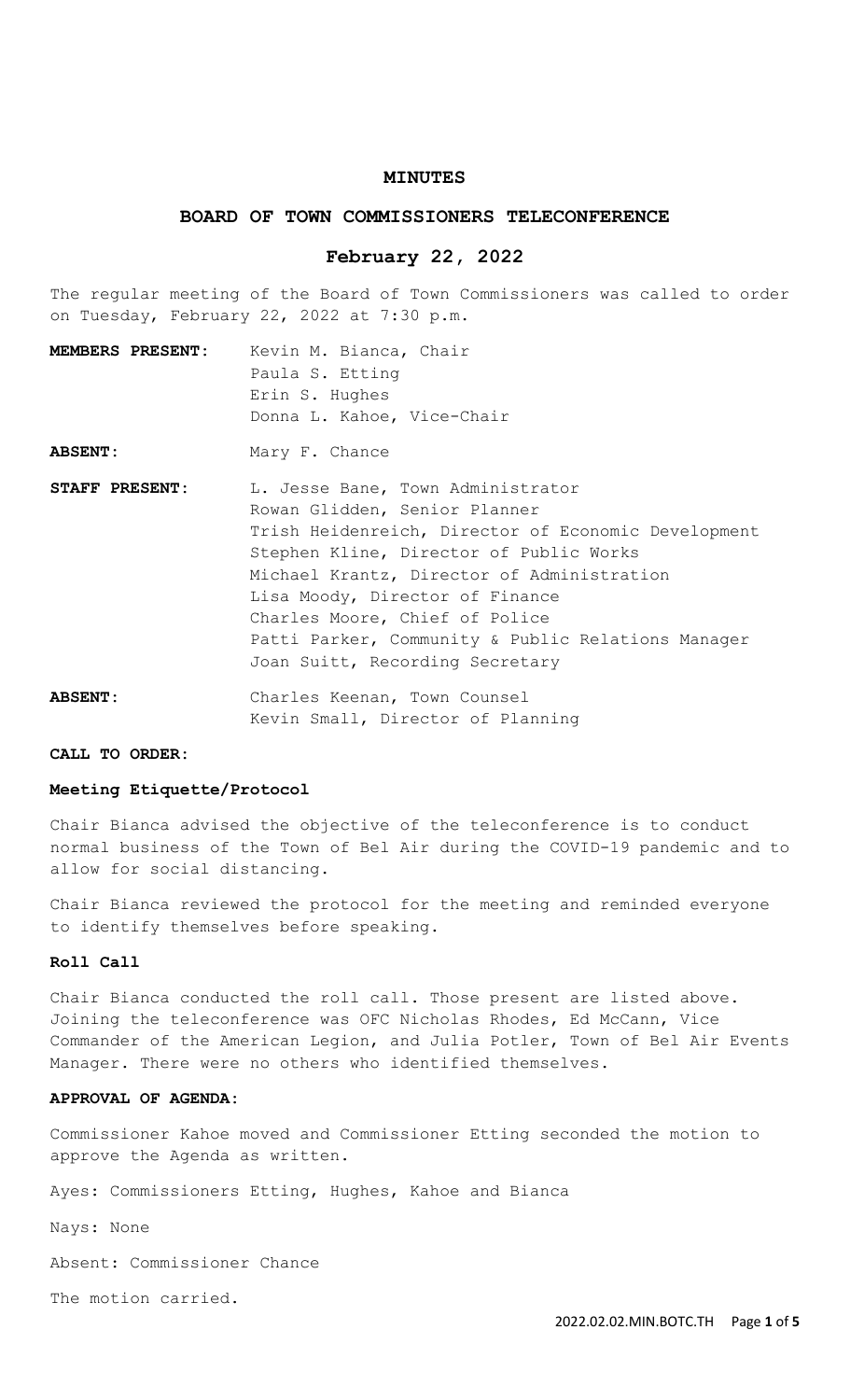# MINUTES

## BOARD OF TOWN COMMISSIONERS TELECONFERENCE

### February 22, 2022

The regular meeting of the Board of Town Commissioners was called to order on Tuesday, February 22, 2022 at 7:30 p.m.

**MEMBERS PRESENT:** Kevin M. Bianca, Chair
Paula S. Etting
Erin S. Hughes
Donna L. Kahoe, Vice-Chair

**ABSENT:** Mary F. Chance

**STAFF PRESENT:** L. Jesse Bane, Town Administrator
Rowan Glidden, Senior Planner
Trish Heidenreich, Director of Economic Development
Stephen Kline, Director of Public Works
Michael Krantz, Director of Administration
Lisa Moody, Director of Finance
Charles Moore, Chief of Police
Patti Parker, Community & Public Relations Manager
Joan Suitt, Recording Secretary

**ABSENT:** Charles Keenan, Town Counsel
Kevin Small, Director of Planning

**CALL TO ORDER:**

**Meeting Etiquette/Protocol**

Chair Bianca advised the objective of the teleconference is to conduct normal business of the Town of Bel Air during the COVID-19 pandemic and to allow for social distancing.

Chair Bianca reviewed the protocol for the meeting and reminded everyone to identify themselves before speaking.

**Roll Call**

Chair Bianca conducted the roll call. Those present are listed above. Joining the teleconference was OFC Nicholas Rhodes, Ed McCann, Vice Commander of the American Legion, and Julia Potler, Town of Bel Air Events Manager. There were no others who identified themselves.

**APPROVAL OF AGENDA:**

Commissioner Kahoe moved and Commissioner Etting seconded the motion to approve the Agenda as written.

Ayes: Commissioners Etting, Hughes, Kahoe and Bianca

Nays: None

Absent: Commissioner Chance

The motion carried.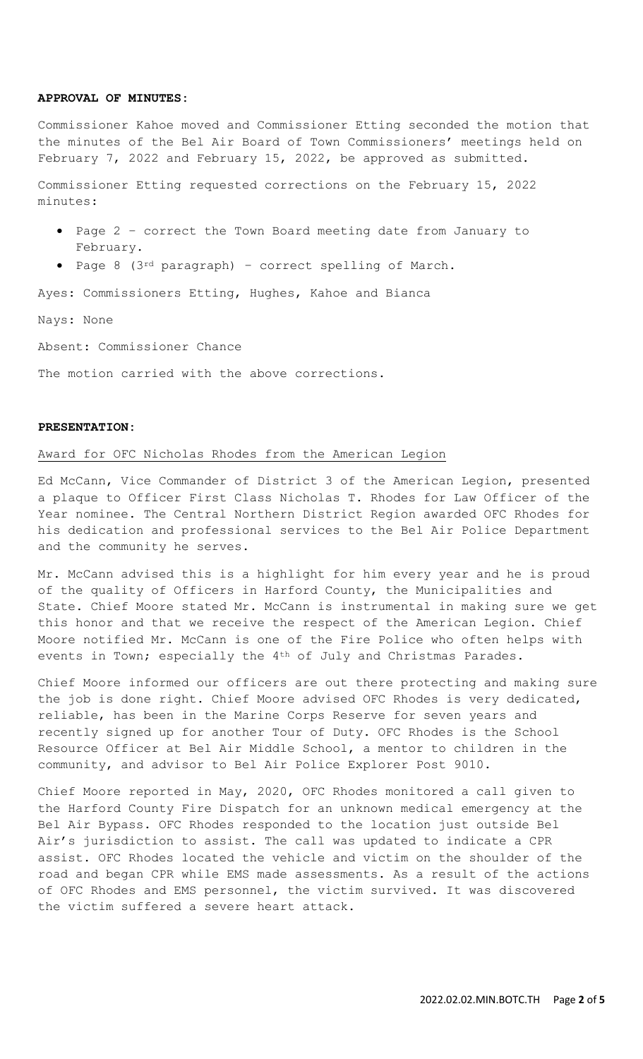**APPROVAL OF MINUTES:**

Commissioner Kahoe moved and Commissioner Etting seconded the motion that the minutes of the Bel Air Board of Town Commissioners' meetings held on February 7, 2022 and February 15, 2022, be approved as submitted.

Commissioner Etting requested corrections on the February 15, 2022 minutes:

- Page 2 – correct the Town Board meeting date from January to February.
- Page 8 (3rd paragraph) – correct spelling of March.

Ayes: Commissioners Etting, Hughes, Kahoe and Bianca

Nays: None

Absent: Commissioner Chance

The motion carried with the above corrections.

**PRESENTATION:**

Award for OFC Nicholas Rhodes from the American Legion

Ed McCann, Vice Commander of District 3 of the American Legion, presented a plaque to Officer First Class Nicholas T. Rhodes for Law Officer of the Year nominee. The Central Northern District Region awarded OFC Rhodes for his dedication and professional services to the Bel Air Police Department and the community he serves.

Mr. McCann advised this is a highlight for him every year and he is proud of the quality of Officers in Harford County, the Municipalities and State. Chief Moore stated Mr. McCann is instrumental in making sure we get this honor and that we receive the respect of the American Legion. Chief Moore notified Mr. McCann is one of the Fire Police who often helps with events in Town; especially the 4th of July and Christmas Parades.

Chief Moore informed our officers are out there protecting and making sure the job is done right. Chief Moore advised OFC Rhodes is very dedicated, reliable, has been in the Marine Corps Reserve for seven years and recently signed up for another Tour of Duty. OFC Rhodes is the School Resource Officer at Bel Air Middle School, a mentor to children in the community, and advisor to Bel Air Police Explorer Post 9010.

Chief Moore reported in May, 2020, OFC Rhodes monitored a call given to the Harford County Fire Dispatch for an unknown medical emergency at the Bel Air Bypass. OFC Rhodes responded to the location just outside Bel Air's jurisdiction to assist. The call was updated to indicate a CPR assist. OFC Rhodes located the vehicle and victim on the shoulder of the road and began CPR while EMS made assessments. As a result of the actions of OFC Rhodes and EMS personnel, the victim survived. It was discovered the victim suffered a severe heart attack.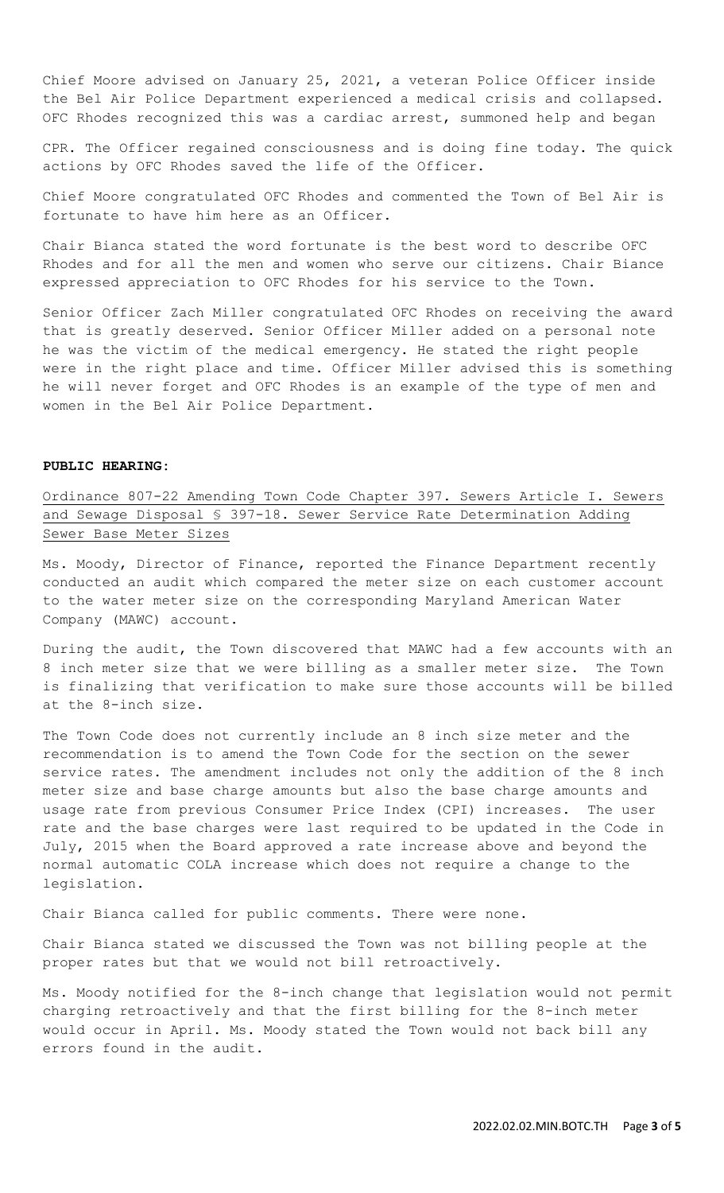Chief Moore advised on January 25, 2021, a veteran Police Officer inside the Bel Air Police Department experienced a medical crisis and collapsed. OFC Rhodes recognized this was a cardiac arrest, summoned help and began CPR. The Officer regained consciousness and is doing fine today. The quick actions by OFC Rhodes saved the life of the Officer.

Chief Moore congratulated OFC Rhodes and commented the Town of Bel Air is fortunate to have him here as an Officer.

Chair Bianca stated the word fortunate is the best word to describe OFC Rhodes and for all the men and women who serve our citizens. Chair Biance expressed appreciation to OFC Rhodes for his service to the Town.

Senior Officer Zach Miller congratulated OFC Rhodes on receiving the award that is greatly deserved. Senior Officer Miller added on a personal note he was the victim of the medical emergency. He stated the right people were in the right place and time. Officer Miller advised this is something he will never forget and OFC Rhodes is an example of the type of men and women in the Bel Air Police Department.

**PUBLIC HEARING:**

Ordinance 807-22 Amending Town Code Chapter 397. Sewers Article I. Sewers and Sewage Disposal § 397-18. Sewer Service Rate Determination Adding Sewer Base Meter Sizes

Ms. Moody, Director of Finance, reported the Finance Department recently conducted an audit which compared the meter size on each customer account to the water meter size on the corresponding Maryland American Water Company (MAWC) account.

During the audit, the Town discovered that MAWC had a few accounts with an 8 inch meter size that we were billing as a smaller meter size. The Town is finalizing that verification to make sure those accounts will be billed at the 8-inch size.

The Town Code does not currently include an 8 inch size meter and the recommendation is to amend the Town Code for the section on the sewer service rates. The amendment includes not only the addition of the 8 inch meter size and base charge amounts but also the base charge amounts and usage rate from previous Consumer Price Index (CPI) increases. The user rate and the base charges were last required to be updated in the Code in July, 2015 when the Board approved a rate increase above and beyond the normal automatic COLA increase which does not require a change to the legislation.

Chair Bianca called for public comments. There were none.

Chair Bianca stated we discussed the Town was not billing people at the proper rates but that we would not bill retroactively.

Ms. Moody notified for the 8-inch change that legislation would not permit charging retroactively and that the first billing for the 8-inch meter would occur in April. Ms. Moody stated the Town would not back bill any errors found in the audit.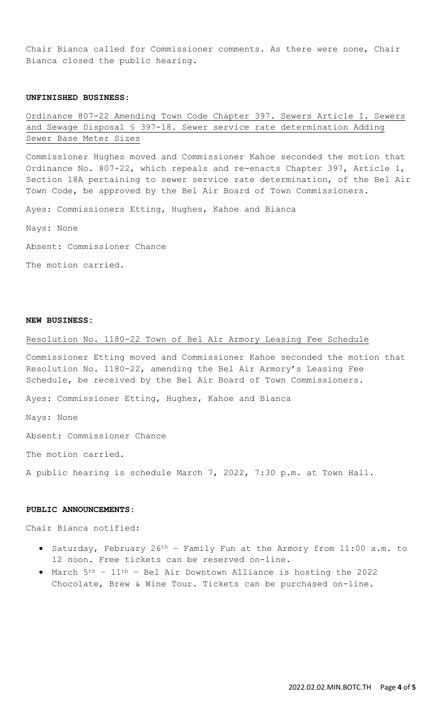Chair Bianca called for Commissioner comments. As there were none, Chair Bianca closed the public hearing.

**UNFINISHED BUSINESS:**

Ordinance 807-22 Amending Town Code Chapter 397. Sewers Article I. Sewers and Sewage Disposal § 397-18. Sewer service rate determination Adding Sewer Base Meter Sizes

Commissioner Hughes moved and Commissioner Kahoe seconded the motion that Ordinance No. 807-22, which repeals and re-enacts Chapter 397, Article 1, Section 18A pertaining to sewer service rate determination, of the Bel Air Town Code, be approved by the Bel Air Board of Town Commissioners.

Ayes: Commissioners Etting, Hughes, Kahoe and Bianca

Nays: None

Absent: Commissioner Chance

The motion carried.

**NEW BUSINESS:**

Resolution No. 1180-22 Town of Bel Air Armory Leasing Fee Schedule

Commissioner Etting moved and Commissioner Kahoe seconded the motion that Resolution No. 1180-22, amending the Bel Air Armory's Leasing Fee Schedule, be received by the Bel Air Board of Town Commissioners.

Ayes: Commissioner Etting, Hughes, Kahoe and Bianca

Nays: None

Absent: Commissioner Chance

The motion carried.

A public hearing is schedule March 7, 2022, 7:30 p.m. at Town Hall.

**PUBLIC ANNOUNCEMENTS:**

Chair Bianca notified:

- Saturday, February 26th – Family Fun at the Armory from 11:00 a.m. to 12 noon. Free tickets can be reserved on-line.
- March 5th – 11th – Bel Air Downtown Alliance is hosting the 2022 Chocolate, Brew & Wine Tour. Tickets can be purchased on-line.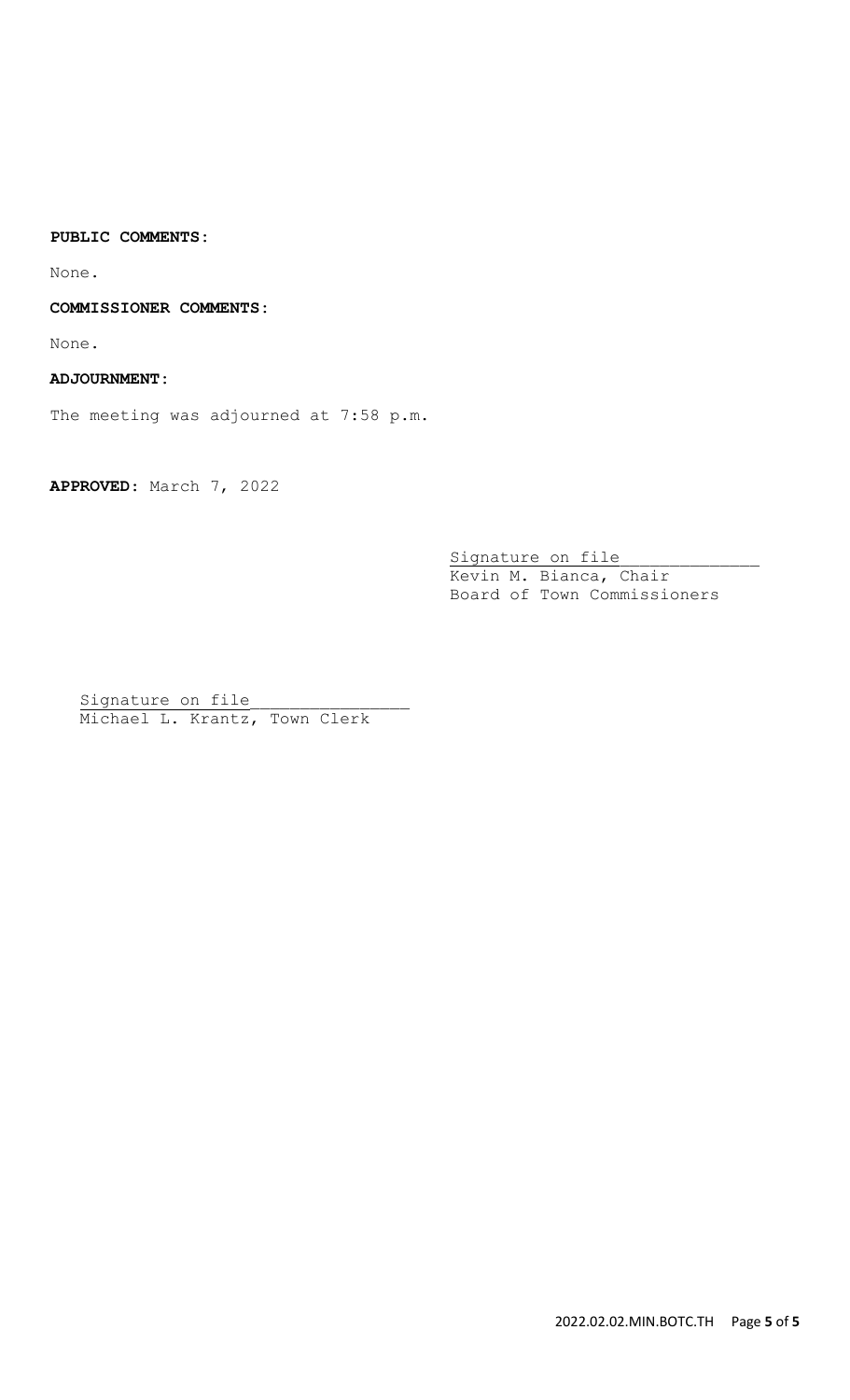**PUBLIC COMMENTS:**

None.

**COMMISSIONER COMMENTS:**

None.

**ADJOURNMENT:**

The meeting was adjourned at 7:58 p.m.

**APPROVED:** March 7, 2022

Signature on file
Kevin M. Bianca, Chair
Board of Town Commissioners

Signature on file
Michael L. Krantz, Town Clerk